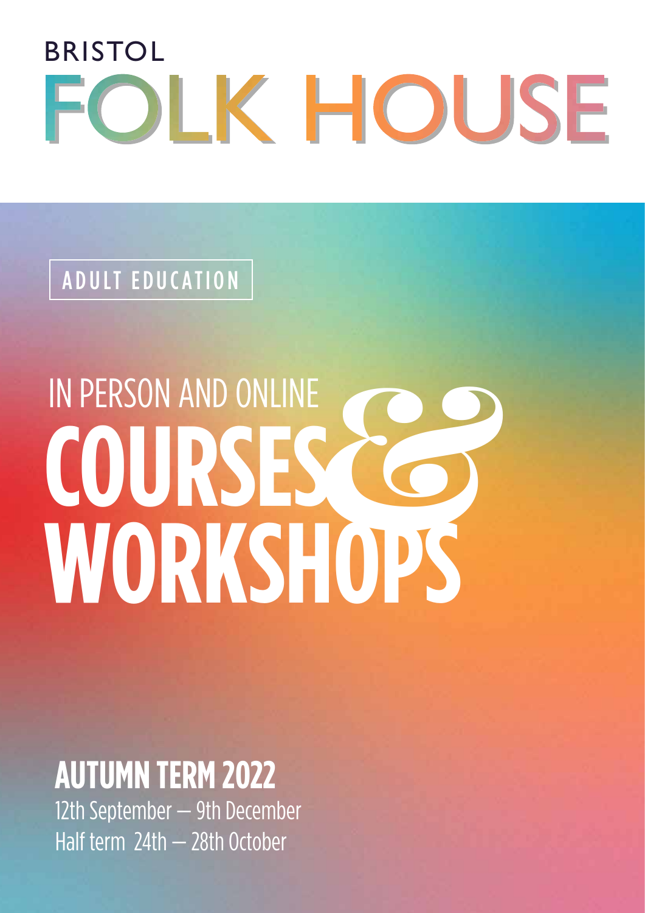# BRISTOL FOLK HOUSE

ADULT EDUCATION

## IN PERSON AND ONLINE

# COURSES & WORKSHOPS

## AUTUMN TERM 2022

12th September — 9th December

Half term 24th — 28th October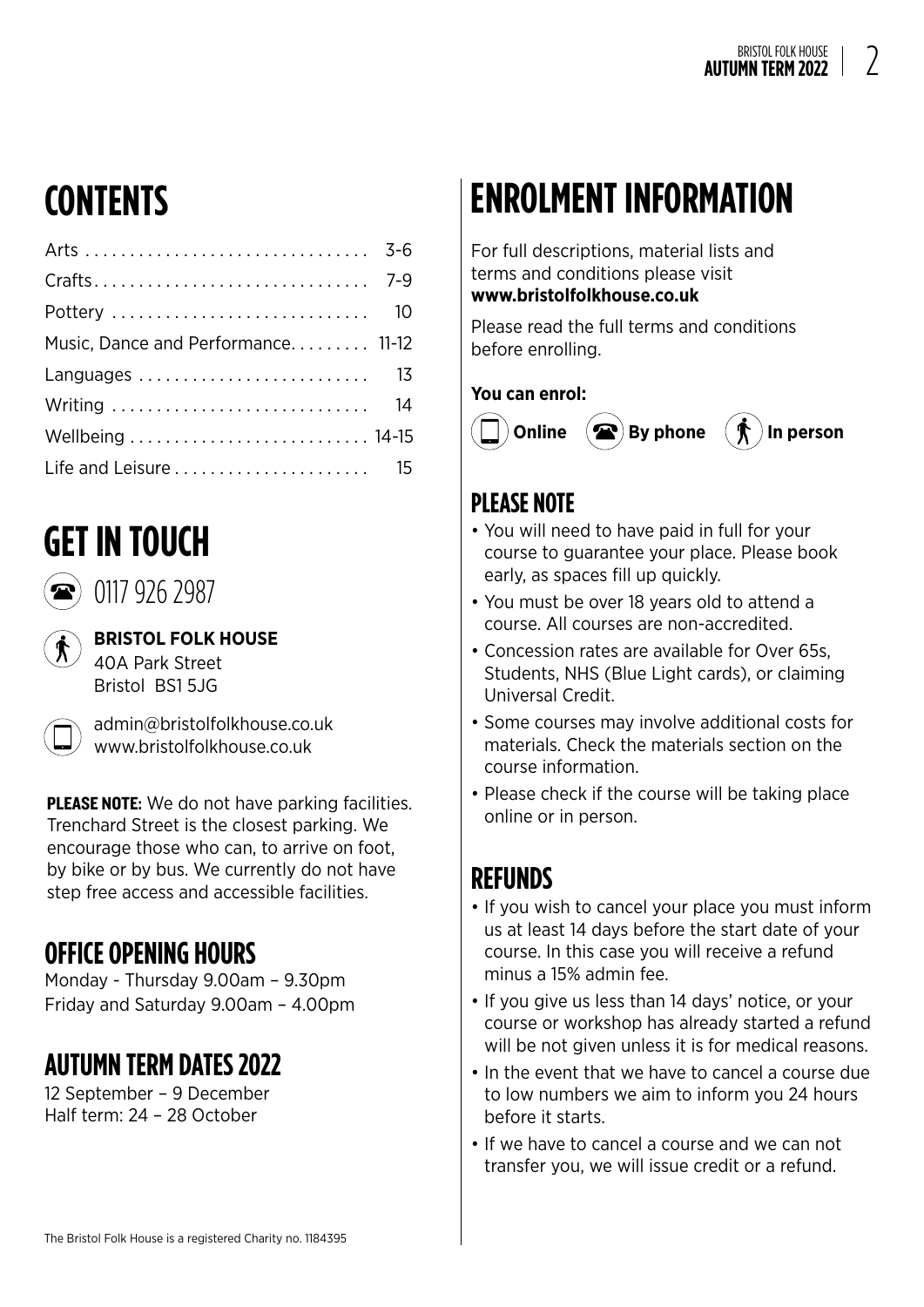# CONTENTS

| | |
|---|---|
| Arts | 3-6 |
| Crafts | 7-9 |
| Pottery | 10 |
| Music, Dance and Performance | 11-12 |
| Languages | 13 |
| Writing | 14 |
| Wellbeing | 14-15 |
| Life and Leisure | 15 |

# GET IN TOUCH

0117 926 2987

**BRISTOL FOLK HOUSE**
40A Park Street
Bristol BS1 5JG

admin@bristolfolkhouse.co.uk
www.bristolfolkhouse.co.uk

**PLEASE NOTE:** We do not have parking facilities. Trenchard Street is the closest parking. We encourage those who can, to arrive on foot, by bike or by bus. We currently do not have step free access and accessible facilities.

## OFFICE OPENING HOURS

Monday - Thursday 9.00am – 9.30pm
Friday and Saturday 9.00am – 4.00pm

## AUTUMN TERM DATES 2022

12 September – 9 December
Half term: 24 – 28 October

The Bristol Folk House is a registered Charity no. 1184395

# ENROLMENT INFORMATION

For full descriptions, material lists and terms and conditions please visit **www.bristolfolkhouse.co.uk**

Please read the full terms and conditions before enrolling.

**You can enrol:**

**Online** **By phone** **In person**

## PLEASE NOTE

- You will need to have paid in full for your course to guarantee your place. Please book early, as spaces fill up quickly.
- You must be over 18 years old to attend a course. All courses are non-accredited.
- Concession rates are available for Over 65s, Students, NHS (Blue Light cards), or claiming Universal Credit.
- Some courses may involve additional costs for materials. Check the materials section on the course information.
- Please check if the course will be taking place online or in person.

## REFUNDS

- If you wish to cancel your place you must inform us at least 14 days before the start date of your course. In this case you will receive a refund minus a 15% admin fee.
- If you give us less than 14 days' notice, or your course or workshop has already started a refund will be not given unless it is for medical reasons.
- In the event that we have to cancel a course due to low numbers we aim to inform you 24 hours before it starts.
- If we have to cancel a course and we can not transfer you, we will issue credit or a refund.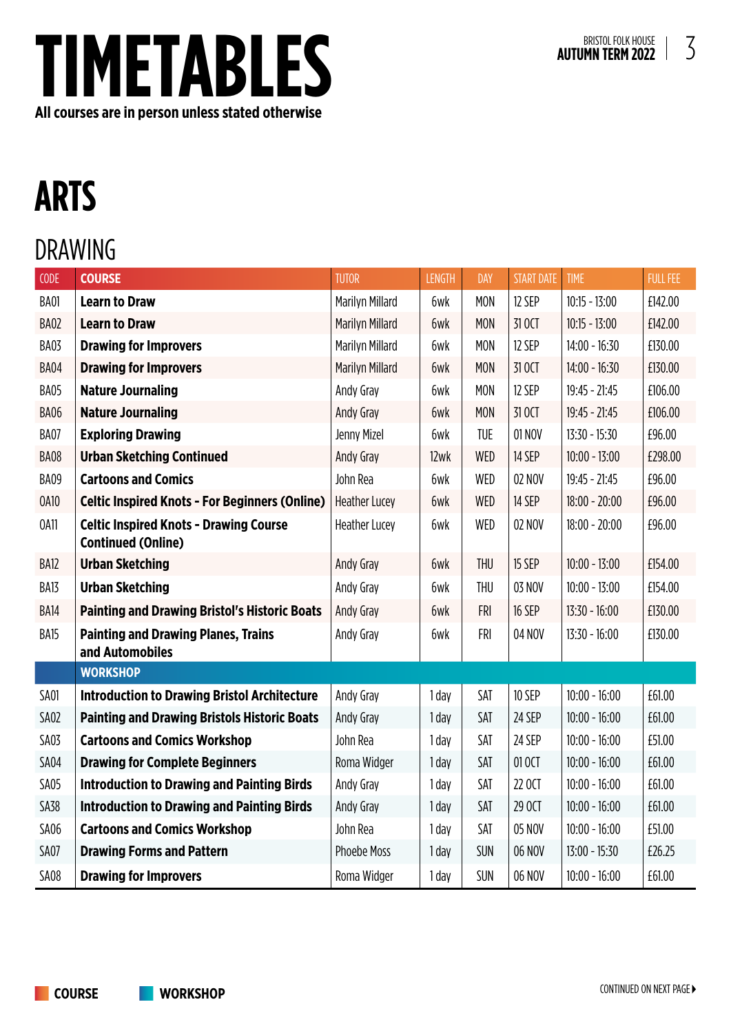# TIMETABLES

**All courses are in person unless stated otherwise**

## ARTS

### DRAWING

| CODE | COURSE | TUTOR | LENGTH | DAY | START DATE | TIME | FULL FEE |
|---|---|---|---|---|---|---|---|
| BA01 | **Learn to Draw** | Marilyn Millard | 6wk | MON | 12 SEP | 10:15 - 13:00 | £142.00 |
| BA02 | **Learn to Draw** | Marilyn Millard | 6wk | MON | 31 OCT | 10:15 - 13:00 | £142.00 |
| BA03 | **Drawing for Improvers** | Marilyn Millard | 6wk | MON | 12 SEP | 14:00 - 16:30 | £130.00 |
| BA04 | **Drawing for Improvers** | Marilyn Millard | 6wk | MON | 31 OCT | 14:00 - 16:30 | £130.00 |
| BA05 | **Nature Journaling** | Andy Gray | 6wk | MON | 12 SEP | 19:45 - 21:45 | £106.00 |
| BA06 | **Nature Journaling** | Andy Gray | 6wk | MON | 31 OCT | 19:45 - 21:45 | £106.00 |
| BA07 | **Exploring Drawing** | Jenny Mizel | 6wk | TUE | 01 NOV | 13:30 - 15:30 | £96.00 |
| BA08 | **Urban Sketching Continued** | Andy Gray | 12wk | WED | 14 SEP | 10:00 - 13:00 | £298.00 |
| BA09 | **Cartoons and Comics** | John Rea | 6wk | WED | 02 NOV | 19:45 - 21:45 | £96.00 |
| OA10 | **Celtic Inspired Knots - For Beginners (Online)** | Heather Lucey | 6wk | WED | 14 SEP | 18:00 - 20:00 | £96.00 |
| OA11 | **Celtic Inspired Knots - Drawing Course Continued (Online)** | Heather Lucey | 6wk | WED | 02 NOV | 18:00 - 20:00 | £96.00 |
| BA12 | **Urban Sketching** | Andy Gray | 6wk | THU | 15 SEP | 10:00 - 13:00 | £154.00 |
| BA13 | **Urban Sketching** | Andy Gray | 6wk | THU | 03 NOV | 10:00 - 13:00 | £154.00 |
| BA14 | **Painting and Drawing Bristol's Historic Boats** | Andy Gray | 6wk | FRI | 16 SEP | 13:30 - 16:00 | £130.00 |
| BA15 | **Painting and Drawing Planes, Trains and Automobiles** | Andy Gray | 6wk | FRI | 04 NOV | 13:30 - 16:00 | £130.00 |
| | **WORKSHOP** | | | | | | |
| SA01 | **Introduction to Drawing Bristol Architecture** | Andy Gray | 1 day | SAT | 10 SEP | 10:00 - 16:00 | £61.00 |
| SA02 | **Painting and Drawing Bristols Historic Boats** | Andy Gray | 1 day | SAT | 24 SEP | 10:00 - 16:00 | £61.00 |
| SA03 | **Cartoons and Comics Workshop** | John Rea | 1 day | SAT | 24 SEP | 10:00 - 16:00 | £51.00 |
| SA04 | **Drawing for Complete Beginners** | Roma Widger | 1 day | SAT | 01 OCT | 10:00 - 16:00 | £61.00 |
| SA05 | **Introduction to Drawing and Painting Birds** | Andy Gray | 1 day | SAT | 22 OCT | 10:00 - 16:00 | £61.00 |
| SA38 | **Introduction to Drawing and Painting Birds** | Andy Gray | 1 day | SAT | 29 OCT | 10:00 - 16:00 | £61.00 |
| SA06 | **Cartoons and Comics Workshop** | John Rea | 1 day | SAT | 05 NOV | 10:00 - 16:00 | £51.00 |
| SA07 | **Drawing Forms and Pattern** | Phoebe Moss | 1 day | SUN | 06 NOV | 13:00 - 15:30 | £26.25 |
| SA08 | **Drawing for Improvers** | Roma Widger | 1 day | SUN | 06 NOV | 10:00 - 16:00 | £61.00 |

**COURSE** **WORKSHOP**

CONTINUED ON NEXT PAGE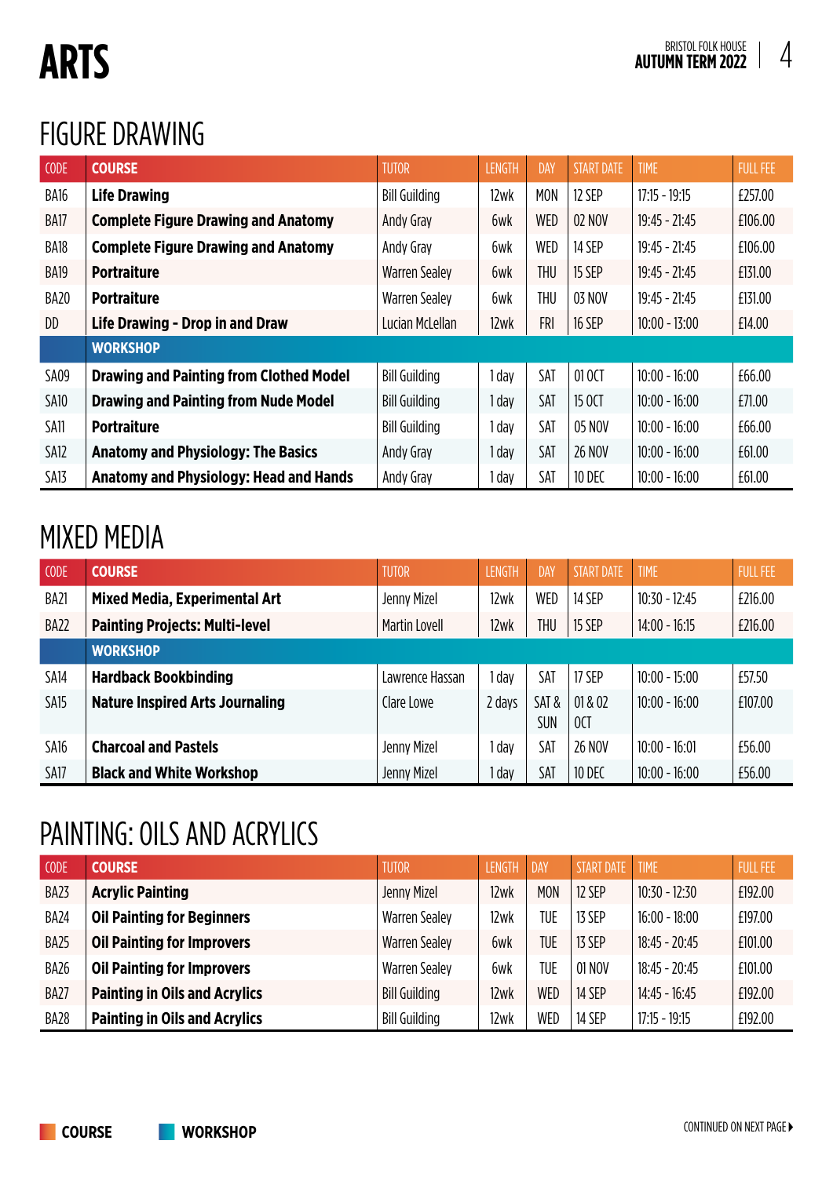# ARTS

## FIGURE DRAWING

| CODE | COURSE | TUTOR | LENGTH | DAY | START DATE | TIME | FULL FEE |
|---|---|---|---|---|---|---|---|
| BA16 | **Life Drawing** | Bill Guilding | 12wk | MON | 12 SEP | 17:15 - 19:15 | £257.00 |
| BA17 | **Complete Figure Drawing and Anatomy** | Andy Gray | 6wk | WED | 02 NOV | 19:45 - 21:45 | £106.00 |
| BA18 | **Complete Figure Drawing and Anatomy** | Andy Gray | 6wk | WED | 14 SEP | 19:45 - 21:45 | £106.00 |
| BA19 | **Portraiture** | Warren Sealey | 6wk | THU | 15 SEP | 19:45 - 21:45 | £131.00 |
| BA20 | **Portraiture** | Warren Sealey | 6wk | THU | 03 NOV | 19:45 - 21:45 | £131.00 |
| DD | **Life Drawing - Drop in and Draw** | Lucian McLellan | 12wk | FRI | 16 SEP | 10:00 - 13:00 | £14.00 |
| | **WORKSHOP** | | | | | | |
| SA09 | **Drawing and Painting from Clothed Model** | Bill Guilding | 1 day | SAT | 01 OCT | 10:00 - 16:00 | £66.00 |
| SA10 | **Drawing and Painting from Nude Model** | Bill Guilding | 1 day | SAT | 15 OCT | 10:00 - 16:00 | £71.00 |
| SA11 | **Portraiture** | Bill Guilding | 1 day | SAT | 05 NOV | 10:00 - 16:00 | £66.00 |
| SA12 | **Anatomy and Physiology: The Basics** | Andy Gray | 1 day | SAT | 26 NOV | 10:00 - 16:00 | £61.00 |
| SA13 | **Anatomy and Physiology: Head and Hands** | Andy Gray | 1 day | SAT | 10 DEC | 10:00 - 16:00 | £61.00 |

## MIXED MEDIA

| CODE | COURSE | TUTOR | LENGTH | DAY | START DATE | TIME | FULL FEE |
|---|---|---|---|---|---|---|---|
| BA21 | **Mixed Media, Experimental Art** | Jenny Mizel | 12wk | WED | 14 SEP | 10:30 - 12:45 | £216.00 |
| BA22 | **Painting Projects: Multi-level** | Martin Lovell | 12wk | THU | 15 SEP | 14:00 - 16:15 | £216.00 |
| | **WORKSHOP** | | | | | | |
| SA14 | **Hardback Bookbinding** | Lawrence Hassan | 1 day | SAT | 17 SEP | 10:00 - 15:00 | £57.50 |
| SA15 | **Nature Inspired Arts Journaling** | Clare Lowe | 2 days | SAT & SUN | 01 & 02 OCT | 10:00 - 16:00 | £107.00 |
| SA16 | **Charcoal and Pastels** | Jenny Mizel | 1 day | SAT | 26 NOV | 10:00 - 16:01 | £56.00 |
| SA17 | **Black and White Workshop** | Jenny Mizel | 1 day | SAT | 10 DEC | 10:00 - 16:00 | £56.00 |

## PAINTING: OILS AND ACRYLICS

| CODE | COURSE | TUTOR | LENGTH | DAY | START DATE | TIME | FULL FEE |
|---|---|---|---|---|---|---|---|
| BA23 | **Acrylic Painting** | Jenny Mizel | 12wk | MON | 12 SEP | 10:30 - 12:30 | £192.00 |
| BA24 | **Oil Painting for Beginners** | Warren Sealey | 12wk | TUE | 13 SEP | 16:00 - 18:00 | £197.00 |
| BA25 | **Oil Painting for Improvers** | Warren Sealey | 6wk | TUE | 13 SEP | 18:45 - 20:45 | £101.00 |
| BA26 | **Oil Painting for Improvers** | Warren Sealey | 6wk | TUE | 01 NOV | 18:45 - 20:45 | £101.00 |
| BA27 | **Painting in Oils and Acrylics** | Bill Guilding | 12wk | WED | 14 SEP | 14:45 - 16:45 | £192.00 |
| BA28 | **Painting in Oils and Acrylics** | Bill Guilding | 12wk | WED | 14 SEP | 17:15 - 19:15 | £192.00 |

**COURSE** **WORKSHOP**

CONTINUED ON NEXT PAGE ▶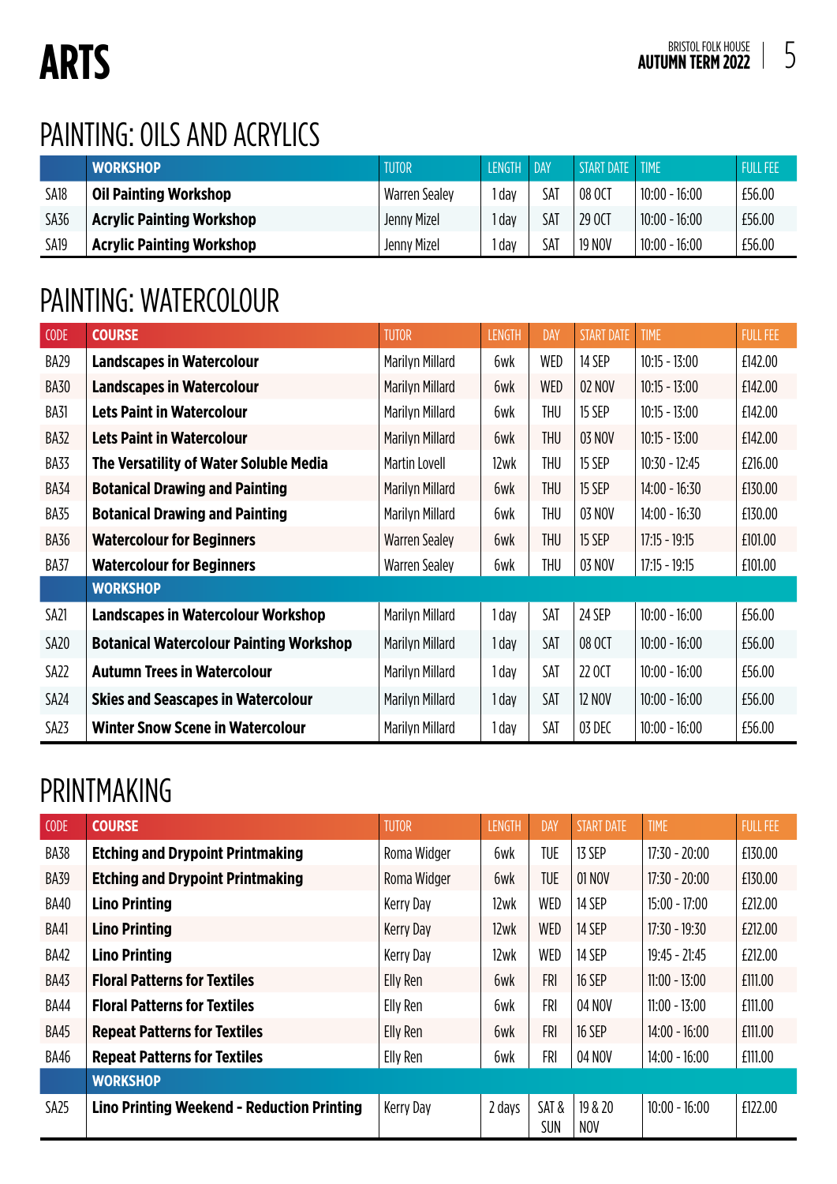# ARTS

## PAINTING: OILS AND ACRYLICS

| | WORKSHOP | TUTOR | LENGTH | DAY | START DATE | TIME | FULL FEE |
|---|---|---|---|---|---|---|---|
| SA18 | **Oil Painting Workshop** | Warren Sealey | 1 day | SAT | 08 OCT | 10:00 - 16:00 | £56.00 |
| SA36 | **Acrylic Painting Workshop** | Jenny Mizel | 1 day | SAT | 29 OCT | 10:00 - 16:00 | £56.00 |
| SA19 | **Acrylic Painting Workshop** | Jenny Mizel | 1 day | SAT | 19 NOV | 10:00 - 16:00 | £56.00 |

## PAINTING: WATERCOLOUR

| CODE | COURSE | TUTOR | LENGTH | DAY | START DATE | TIME | FULL FEE |
|---|---|---|---|---|---|---|---|
| BA29 | **Landscapes in Watercolour** | Marilyn Millard | 6wk | WED | 14 SEP | 10:15 - 13:00 | £142.00 |
| BA30 | **Landscapes in Watercolour** | Marilyn Millard | 6wk | WED | 02 NOV | 10:15 - 13:00 | £142.00 |
| BA31 | **Lets Paint in Watercolour** | Marilyn Millard | 6wk | THU | 15 SEP | 10:15 - 13:00 | £142.00 |
| BA32 | **Lets Paint in Watercolour** | Marilyn Millard | 6wk | THU | 03 NOV | 10:15 - 13:00 | £142.00 |
| BA33 | **The Versatility of Water Soluble Media** | Martin Lovell | 12wk | THU | 15 SEP | 10:30 - 12:45 | £216.00 |
| BA34 | **Botanical Drawing and Painting** | Marilyn Millard | 6wk | THU | 15 SEP | 14:00 - 16:30 | £130.00 |
| BA35 | **Botanical Drawing and Painting** | Marilyn Millard | 6wk | THU | 03 NOV | 14:00 - 16:30 | £130.00 |
| BA36 | **Watercolour for Beginners** | Warren Sealey | 6wk | THU | 15 SEP | 17:15 - 19:15 | £101.00 |
| BA37 | **Watercolour for Beginners** | Warren Sealey | 6wk | THU | 03 NOV | 17:15 - 19:15 | £101.00 |
| | **WORKSHOP** | | | | | | |
| SA21 | **Landscapes in Watercolour Workshop** | Marilyn Millard | 1 day | SAT | 24 SEP | 10:00 - 16:00 | £56.00 |
| SA20 | **Botanical Watercolour Painting Workshop** | Marilyn Millard | 1 day | SAT | 08 OCT | 10:00 - 16:00 | £56.00 |
| SA22 | **Autumn Trees in Watercolour** | Marilyn Millard | 1 day | SAT | 22 OCT | 10:00 - 16:00 | £56.00 |
| SA24 | **Skies and Seascapes in Watercolour** | Marilyn Millard | 1 day | SAT | 12 NOV | 10:00 - 16:00 | £56.00 |
| SA23 | **Winter Snow Scene in Watercolour** | Marilyn Millard | 1 day | SAT | 03 DEC | 10:00 - 16:00 | £56.00 |

## PRINTMAKING

| CODE | COURSE | TUTOR | LENGTH | DAY | START DATE | TIME | FULL FEE |
|---|---|---|---|---|---|---|---|
| BA38 | **Etching and Drypoint Printmaking** | Roma Widger | 6wk | TUE | 13 SEP | 17:30 - 20:00 | £130.00 |
| BA39 | **Etching and Drypoint Printmaking** | Roma Widger | 6wk | TUE | 01 NOV | 17:30 - 20:00 | £130.00 |
| BA40 | **Lino Printing** | Kerry Day | 12wk | WED | 14 SEP | 15:00 - 17:00 | £212.00 |
| BA41 | **Lino Printing** | Kerry Day | 12wk | WED | 14 SEP | 17:30 - 19:30 | £212.00 |
| BA42 | **Lino Printing** | Kerry Day | 12wk | WED | 14 SEP | 19:45 - 21:45 | £212.00 |
| BA43 | **Floral Patterns for Textiles** | Elly Ren | 6wk | FRI | 16 SEP | 11:00 - 13:00 | £111.00 |
| BA44 | **Floral Patterns for Textiles** | Elly Ren | 6wk | FRI | 04 NOV | 11:00 - 13:00 | £111.00 |
| BA45 | **Repeat Patterns for Textiles** | Elly Ren | 6wk | FRI | 16 SEP | 14:00 - 16:00 | £111.00 |
| BA46 | **Repeat Patterns for Textiles** | Elly Ren | 6wk | FRI | 04 NOV | 14:00 - 16:00 | £111.00 |
| | **WORKSHOP** | | | | | | |
| SA25 | **Lino Printing Weekend - Reduction Printing** | Kerry Day | 2 days | SAT & SUN | 19 & 20 NOV | 10:00 - 16:00 | £122.00 |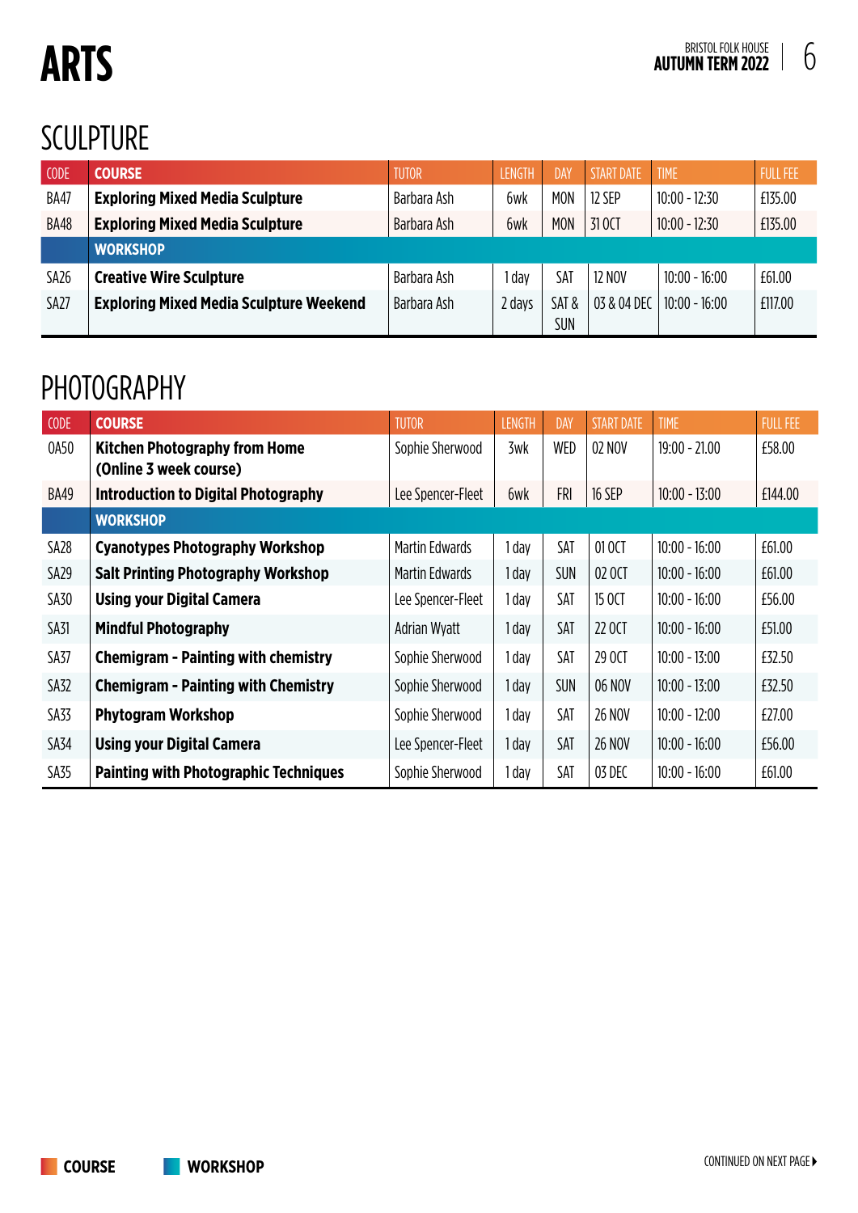# ARTS

## SCULPTURE

| CODE | COURSE | TUTOR | LENGTH | DAY | START DATE | TIME | FULL FEE |
|---|---|---|---|---|---|---|---|
| BA47 | **Exploring Mixed Media Sculpture** | Barbara Ash | 6wk | MON | 12 SEP | 10:00 - 12:30 | £135.00 |
| BA48 | **Exploring Mixed Media Sculpture** | Barbara Ash | 6wk | MON | 31 OCT | 10:00 - 12:30 | £135.00 |
| | **WORKSHOP** | | | | | | |
| SA26 | **Creative Wire Sculpture** | Barbara Ash | 1 day | SAT | 12 NOV | 10:00 - 16:00 | £61.00 |
| SA27 | **Exploring Mixed Media Sculpture Weekend** | Barbara Ash | 2 days | SAT & SUN | 03 & 04 DEC | 10:00 - 16:00 | £117.00 |

## PHOTOGRAPHY

| CODE | COURSE | TUTOR | LENGTH | DAY | START DATE | TIME | FULL FEE |
|---|---|---|---|---|---|---|---|
| OA50 | **Kitchen Photography from Home (Online 3 week course)** | Sophie Sherwood | 3wk | WED | 02 NOV | 19:00 - 21.00 | £58.00 |
| BA49 | **Introduction to Digital Photography** | Lee Spencer-Fleet | 6wk | FRI | 16 SEP | 10:00 - 13:00 | £144.00 |
| | **WORKSHOP** | | | | | | |
| SA28 | **Cyanotypes Photography Workshop** | Martin Edwards | 1 day | SAT | 01 OCT | 10:00 - 16:00 | £61.00 |
| SA29 | **Salt Printing Photography Workshop** | Martin Edwards | 1 day | SUN | 02 OCT | 10:00 - 16:00 | £61.00 |
| SA30 | **Using your Digital Camera** | Lee Spencer-Fleet | 1 day | SAT | 15 OCT | 10:00 - 16:00 | £56.00 |
| SA31 | **Mindful Photography** | Adrian Wyatt | 1 day | SAT | 22 OCT | 10:00 - 16:00 | £51.00 |
| SA37 | **Chemigram - Painting with chemistry** | Sophie Sherwood | 1 day | SAT | 29 OCT | 10:00 - 13:00 | £32.50 |
| SA32 | **Chemigram - Painting with Chemistry** | Sophie Sherwood | 1 day | SUN | 06 NOV | 10:00 - 13:00 | £32.50 |
| SA33 | **Phytogram Workshop** | Sophie Sherwood | 1 day | SAT | 26 NOV | 10:00 - 12:00 | £27.00 |
| SA34 | **Using your Digital Camera** | Lee Spencer-Fleet | 1 day | SAT | 26 NOV | 10:00 - 16:00 | £56.00 |
| SA35 | **Painting with Photographic Techniques** | Sophie Sherwood | 1 day | SAT | 03 DEC | 10:00 - 16:00 | £61.00 |

COURSE　WORKSHOP

CONTINUED ON NEXT PAGE ▶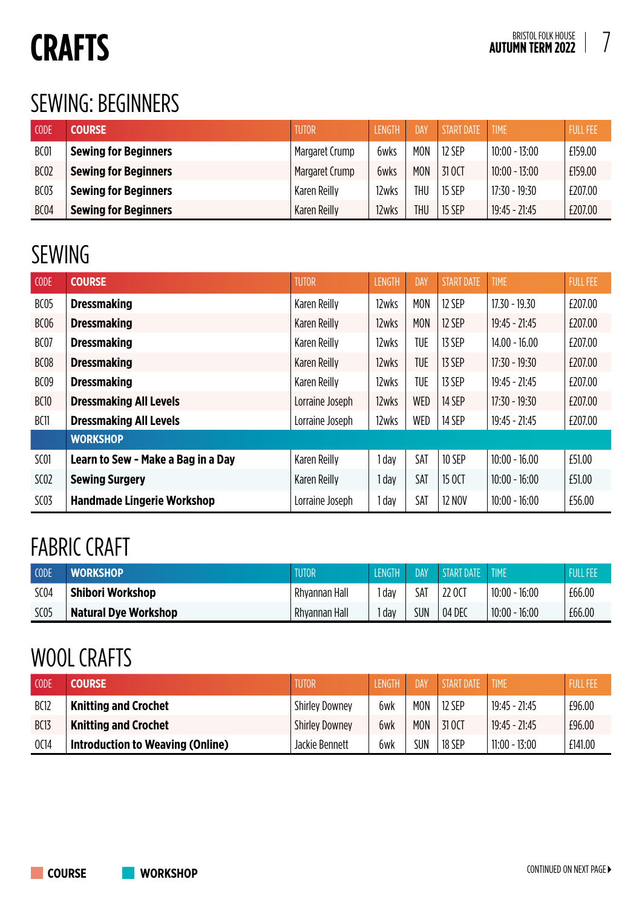# CRAFTS

## SEWING: BEGINNERS

| CODE | COURSE | TUTOR | LENGTH | DAY | START DATE | TIME | FULL FEE |
|---|---|---|---|---|---|---|---|
| BC01 | **Sewing for Beginners** | Margaret Crump | 6wks | MON | 12 SEP | 10:00 - 13:00 | £159.00 |
| BC02 | **Sewing for Beginners** | Margaret Crump | 6wks | MON | 31 OCT | 10:00 - 13:00 | £159.00 |
| BC03 | **Sewing for Beginners** | Karen Reilly | 12wks | THU | 15 SEP | 17:30 - 19:30 | £207.00 |
| BC04 | **Sewing for Beginners** | Karen Reilly | 12wks | THU | 15 SEP | 19:45 - 21:45 | £207.00 |

## SEWING

| CODE | COURSE | TUTOR | LENGTH | DAY | START DATE | TIME | FULL FEE |
|---|---|---|---|---|---|---|---|
| BC05 | **Dressmaking** | Karen Reilly | 12wks | MON | 12 SEP | 17.30 - 19.30 | £207.00 |
| BC06 | **Dressmaking** | Karen Reilly | 12wks | MON | 12 SEP | 19:45 - 21:45 | £207.00 |
| BC07 | **Dressmaking** | Karen Reilly | 12wks | TUE | 13 SEP | 14.00 - 16.00 | £207.00 |
| BC08 | **Dressmaking** | Karen Reilly | 12wks | TUE | 13 SEP | 17:30 - 19:30 | £207.00 |
| BC09 | **Dressmaking** | Karen Reilly | 12wks | TUE | 13 SEP | 19:45 - 21:45 | £207.00 |
| BC10 | **Dressmaking All Levels** | Lorraine Joseph | 12wks | WED | 14 SEP | 17:30 - 19:30 | £207.00 |
| BC11 | **Dressmaking All Levels** | Lorraine Joseph | 12wks | WED | 14 SEP | 19:45 - 21:45 | £207.00 |
| | **WORKSHOP** | | | | | | |
| SC01 | **Learn to Sew - Make a Bag in a Day** | Karen Reilly | 1 day | SAT | 10 SEP | 10:00 - 16.00 | £51.00 |
| SC02 | **Sewing Surgery** | Karen Reilly | 1 day | SAT | 15 OCT | 10:00 - 16:00 | £51.00 |
| SC03 | **Handmade Lingerie Workshop** | Lorraine Joseph | 1 day | SAT | 12 NOV | 10:00 - 16:00 | £56.00 |

## FABRIC CRAFT

| CODE | WORKSHOP | TUTOR | LENGTH | DAY | START DATE | TIME | FULL FEE |
|---|---|---|---|---|---|---|---|
| SC04 | **Shibori Workshop** | Rhyannan Hall | 1 day | SAT | 22 OCT | 10:00 - 16:00 | £66.00 |
| SC05 | **Natural Dye Workshop** | Rhyannan Hall | 1 day | SUN | 04 DEC | 10:00 - 16:00 | £66.00 |

## WOOL CRAFTS

| CODE | COURSE | TUTOR | LENGTH | DAY | START DATE | TIME | FULL FEE |
|---|---|---|---|---|---|---|---|
| BC12 | **Knitting and Crochet** | Shirley Downey | 6wk | MON | 12 SEP | 19:45 - 21:45 | £96.00 |
| BC13 | **Knitting and Crochet** | Shirley Downey | 6wk | MON | 31 OCT | 19:45 - 21:45 | £96.00 |
| OC14 | **Introduction to Weaving (Online)** | Jackie Bennett | 6wk | SUN | 18 SEP | 11:00 - 13:00 | £141.00 |

COURSE | WORKSHOP

CONTINUED ON NEXT PAGE ▶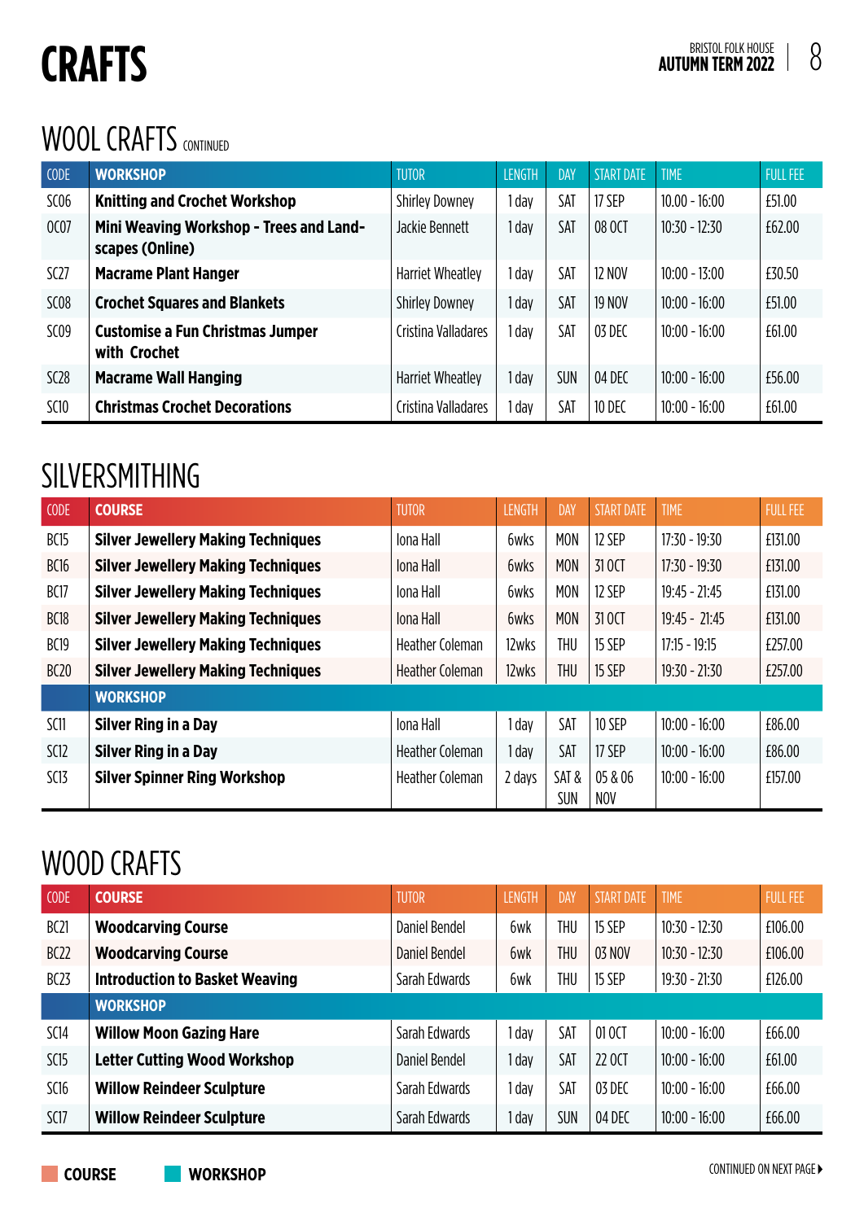# CRAFTS

## WOOL CRAFTS CONTINUED

| CODE | WORKSHOP | TUTOR | LENGTH | DAY | START DATE | TIME | FULL FEE |
|---|---|---|---|---|---|---|---|
| SC06 | **Knitting and Crochet Workshop** | Shirley Downey | 1 day | SAT | 17 SEP | 10.00 - 16:00 | £51.00 |
| OC07 | **Mini Weaving Workshop - Trees and Land-scapes (Online)** | Jackie Bennett | 1 day | SAT | 08 OCT | 10:30 - 12:30 | £62.00 |
| SC27 | **Macrame Plant Hanger** | Harriet Wheatley | 1 day | SAT | 12 NOV | 10:00 - 13:00 | £30.50 |
| SC08 | **Crochet Squares and Blankets** | Shirley Downey | 1 day | SAT | 19 NOV | 10:00 - 16:00 | £51.00 |
| SC09 | **Customise a Fun Christmas Jumper with Crochet** | Cristina Valladares | 1 day | SAT | 03 DEC | 10:00 - 16:00 | £61.00 |
| SC28 | **Macrame Wall Hanging** | Harriet Wheatley | 1 day | SUN | 04 DEC | 10:00 - 16:00 | £56.00 |
| SC10 | **Christmas Crochet Decorations** | Cristina Valladares | 1 day | SAT | 10 DEC | 10:00 - 16:00 | £61.00 |

## SILVERSMITHING

| CODE | COURSE | TUTOR | LENGTH | DAY | START DATE | TIME | FULL FEE |
|---|---|---|---|---|---|---|---|
| BC15 | **Silver Jewellery Making Techniques** | Iona Hall | 6wks | MON | 12 SEP | 17:30 - 19:30 | £131.00 |
| BC16 | **Silver Jewellery Making Techniques** | Iona Hall | 6wks | MON | 31 OCT | 17:30 - 19:30 | £131.00 |
| BC17 | **Silver Jewellery Making Techniques** | Iona Hall | 6wks | MON | 12 SEP | 19:45 - 21:45 | £131.00 |
| BC18 | **Silver Jewellery Making Techniques** | Iona Hall | 6wks | MON | 31 OCT | 19:45 - 21:45 | £131.00 |
| BC19 | **Silver Jewellery Making Techniques** | Heather Coleman | 12wks | THU | 15 SEP | 17:15 - 19:15 | £257.00 |
| BC20 | **Silver Jewellery Making Techniques** | Heather Coleman | 12wks | THU | 15 SEP | 19:30 - 21:30 | £257.00 |
| | **WORKSHOP** | | | | | | |
| SC11 | **Silver Ring in a Day** | Iona Hall | 1 day | SAT | 10 SEP | 10:00 - 16:00 | £86.00 |
| SC12 | **Silver Ring in a Day** | Heather Coleman | 1 day | SAT | 17 SEP | 10:00 - 16:00 | £86.00 |
| SC13 | **Silver Spinner Ring Workshop** | Heather Coleman | 2 days | SAT & SUN | 05 & 06 NOV | 10:00 - 16:00 | £157.00 |

## WOOD CRAFTS

| CODE | COURSE | TUTOR | LENGTH | DAY | START DATE | TIME | FULL FEE |
|---|---|---|---|---|---|---|---|
| BC21 | **Woodcarving Course** | Daniel Bendel | 6wk | THU | 15 SEP | 10:30 - 12:30 | £106.00 |
| BC22 | **Woodcarving Course** | Daniel Bendel | 6wk | THU | 03 NOV | 10:30 - 12:30 | £106.00 |
| BC23 | **Introduction to Basket Weaving** | Sarah Edwards | 6wk | THU | 15 SEP | 19:30 - 21:30 | £126.00 |
| | **WORKSHOP** | | | | | | |
| SC14 | **Willow Moon Gazing Hare** | Sarah Edwards | 1 day | SAT | 01 OCT | 10:00 - 16:00 | £66.00 |
| SC15 | **Letter Cutting Wood Workshop** | Daniel Bendel | 1 day | SAT | 22 OCT | 10:00 - 16:00 | £61.00 |
| SC16 | **Willow Reindeer Sculpture** | Sarah Edwards | 1 day | SAT | 03 DEC | 10:00 - 16:00 | £66.00 |
| SC17 | **Willow Reindeer Sculpture** | Sarah Edwards | 1 day | SUN | 04 DEC | 10:00 - 16:00 | £66.00 |

**COURSE** **WORKSHOP**

CONTINUED ON NEXT PAGE ▸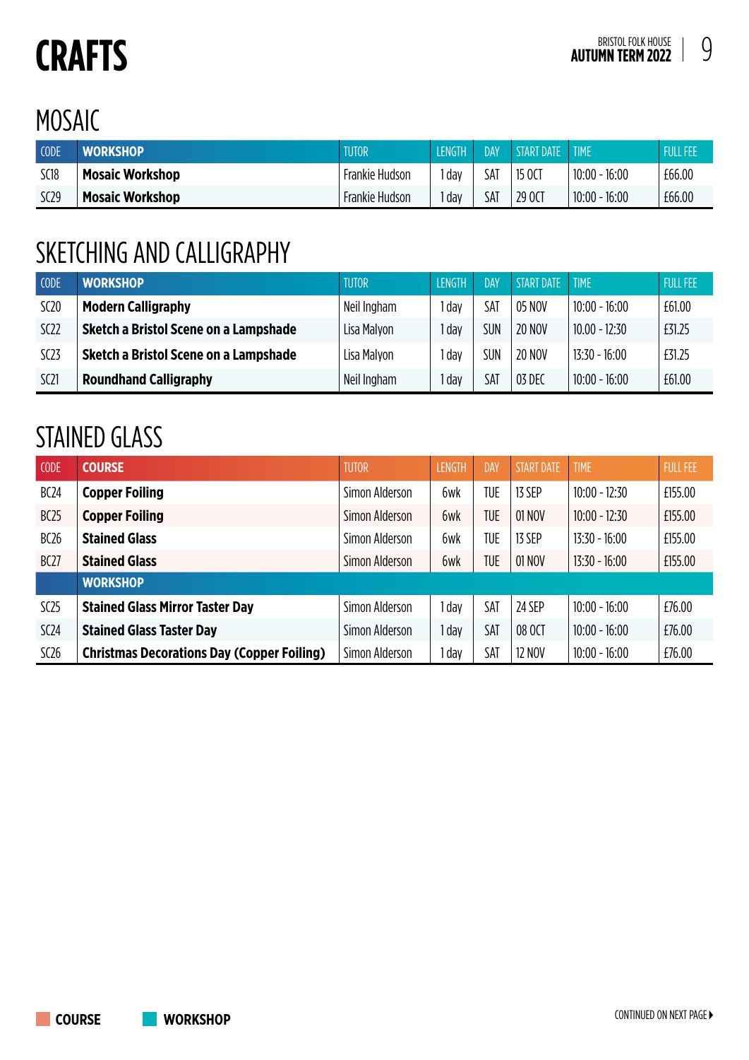# CRAFTS

## MOSAIC

| CODE | WORKSHOP | TUTOR | LENGTH | DAY | START DATE | TIME | FULL FEE |
|---|---|---|---|---|---|---|---|
| SC18 | **Mosaic Workshop** | Frankie Hudson | 1 day | SAT | 15 OCT | 10:00 - 16:00 | £66.00 |
| SC29 | **Mosaic Workshop** | Frankie Hudson | 1 day | SAT | 29 OCT | 10:00 - 16:00 | £66.00 |

## SKETCHING AND CALLIGRAPHY

| CODE | WORKSHOP | TUTOR | LENGTH | DAY | START DATE | TIME | FULL FEE |
|---|---|---|---|---|---|---|---|
| SC20 | **Modern Calligraphy** | Neil Ingham | 1 day | SAT | 05 NOV | 10:00 - 16:00 | £61.00 |
| SC22 | **Sketch a Bristol Scene on a Lampshade** | Lisa Malyon | 1 day | SUN | 20 NOV | 10.00 - 12:30 | £31.25 |
| SC23 | **Sketch a Bristol Scene on a Lampshade** | Lisa Malyon | 1 day | SUN | 20 NOV | 13:30 - 16:00 | £31.25 |
| SC21 | **Roundhand Calligraphy** | Neil Ingham | 1 day | SAT | 03 DEC | 10:00 - 16:00 | £61.00 |

## STAINED GLASS

| CODE | COURSE | TUTOR | LENGTH | DAY | START DATE | TIME | FULL FEE |
|---|---|---|---|---|---|---|---|
| BC24 | **Copper Foiling** | Simon Alderson | 6wk | TUE | 13 SEP | 10:00 - 12:30 | £155.00 |
| BC25 | **Copper Foiling** | Simon Alderson | 6wk | TUE | 01 NOV | 10:00 - 12:30 | £155.00 |
| BC26 | **Stained Glass** | Simon Alderson | 6wk | TUE | 13 SEP | 13:30 - 16:00 | £155.00 |
| BC27 | **Stained Glass** | Simon Alderson | 6wk | TUE | 01 NOV | 13:30 - 16:00 | £155.00 |
| | **WORKSHOP** | | | | | | |
| SC25 | **Stained Glass Mirror Taster Day** | Simon Alderson | 1 day | SAT | 24 SEP | 10:00 - 16:00 | £76.00 |
| SC24 | **Stained Glass Taster Day** | Simon Alderson | 1 day | SAT | 08 OCT | 10:00 - 16:00 | £76.00 |
| SC26 | **Christmas Decorations Day (Copper Foiling)** | Simon Alderson | 1 day | SAT | 12 NOV | 10:00 - 16:00 | £76.00 |

COURSE  WORKSHOP

CONTINUED ON NEXT PAGE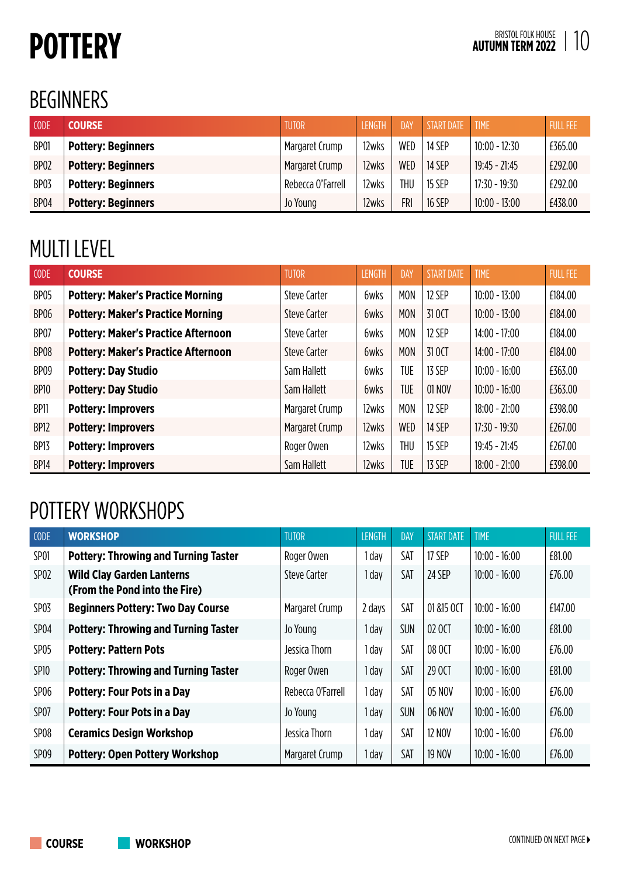# POTTERY

## BEGINNERS

| CODE | COURSE | TUTOR | LENGTH | DAY | START DATE | TIME | FULL FEE |
|---|---|---|---|---|---|---|---|
| BP01 | **Pottery: Beginners** | Margaret Crump | 12wks | WED | 14 SEP | 10:00 - 12:30 | £365.00 |
| BP02 | **Pottery: Beginners** | Margaret Crump | 12wks | WED | 14 SEP | 19:45 - 21:45 | £292.00 |
| BP03 | **Pottery: Beginners** | Rebecca O'Farrell | 12wks | THU | 15 SEP | 17:30 - 19:30 | £292.00 |
| BP04 | **Pottery: Beginners** | Jo Young | 12wks | FRI | 16 SEP | 10:00 - 13:00 | £438.00 |

## MULTI LEVEL

| CODE | COURSE | TUTOR | LENGTH | DAY | START DATE | TIME | FULL FEE |
|---|---|---|---|---|---|---|---|
| BP05 | **Pottery: Maker's Practice Morning** | Steve Carter | 6wks | MON | 12 SEP | 10:00 - 13:00 | £184.00 |
| BP06 | **Pottery: Maker's Practice Morning** | Steve Carter | 6wks | MON | 31 OCT | 10:00 - 13:00 | £184.00 |
| BP07 | **Pottery: Maker's Practice Afternoon** | Steve Carter | 6wks | MON | 12 SEP | 14:00 - 17:00 | £184.00 |
| BP08 | **Pottery: Maker's Practice Afternoon** | Steve Carter | 6wks | MON | 31 OCT | 14:00 - 17:00 | £184.00 |
| BP09 | **Pottery: Day Studio** | Sam Hallett | 6wks | TUE | 13 SEP | 10:00 - 16:00 | £363.00 |
| BP10 | **Pottery: Day Studio** | Sam Hallett | 6wks | TUE | 01 NOV | 10:00 - 16:00 | £363.00 |
| BP11 | **Pottery: Improvers** | Margaret Crump | 12wks | MON | 12 SEP | 18:00 - 21:00 | £398.00 |
| BP12 | **Pottery: Improvers** | Margaret Crump | 12wks | WED | 14 SEP | 17:30 - 19:30 | £267.00 |
| BP13 | **Pottery: Improvers** | Roger Owen | 12wks | THU | 15 SEP | 19:45 - 21:45 | £267.00 |
| BP14 | **Pottery: Improvers** | Sam Hallett | 12wks | TUE | 13 SEP | 18:00 - 21:00 | £398.00 |

## POTTERY WORKSHOPS

| CODE | WORKSHOP | TUTOR | LENGTH | DAY | START DATE | TIME | FULL FEE |
|---|---|---|---|---|---|---|---|
| SP01 | **Pottery: Throwing and Turning Taster** | Roger Owen | 1 day | SAT | 17 SEP | 10:00 - 16:00 | £81.00 |
| SP02 | **Wild Clay Garden Lanterns (From the Pond into the Fire)** | Steve Carter | 1 day | SAT | 24 SEP | 10:00 - 16:00 | £76.00 |
| SP03 | **Beginners Pottery: Two Day Course** | Margaret Crump | 2 days | SAT | 01 &15 OCT | 10:00 - 16:00 | £147.00 |
| SP04 | **Pottery: Throwing and Turning Taster** | Jo Young | 1 day | SUN | 02 OCT | 10:00 - 16:00 | £81.00 |
| SP05 | **Pottery: Pattern Pots** | Jessica Thorn | 1 day | SAT | 08 OCT | 10:00 - 16:00 | £76.00 |
| SP10 | **Pottery: Throwing and Turning Taster** | Roger Owen | 1 day | SAT | 29 OCT | 10:00 - 16:00 | £81.00 |
| SP06 | **Pottery: Four Pots in a Day** | Rebecca O'Farrell | 1 day | SAT | 05 NOV | 10:00 - 16:00 | £76.00 |
| SP07 | **Pottery: Four Pots in a Day** | Jo Young | 1 day | SUN | 06 NOV | 10:00 - 16:00 | £76.00 |
| SP08 | **Ceramics Design Workshop** | Jessica Thorn | 1 day | SAT | 12 NOV | 10:00 - 16:00 | £76.00 |
| SP09 | **Pottery: Open Pottery Workshop** | Margaret Crump | 1 day | SAT | 19 NOV | 10:00 - 16:00 | £76.00 |

**COURSE** **WORKSHOP**

CONTINUED ON NEXT PAGE ▶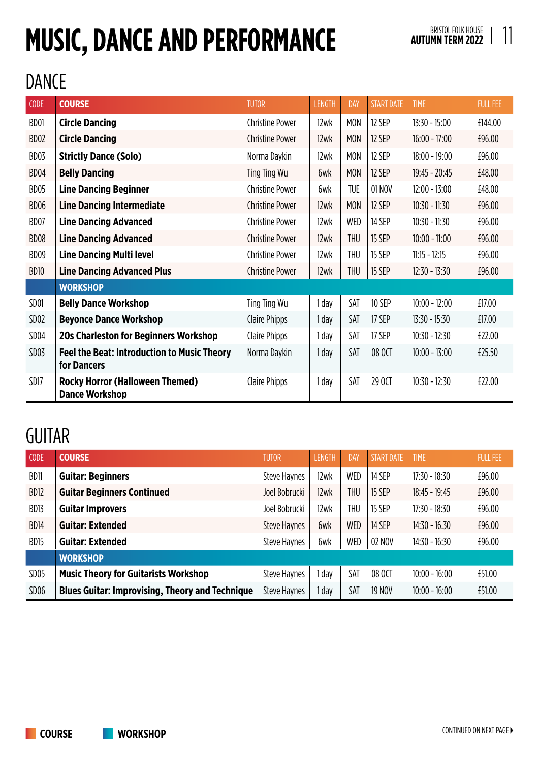# MUSIC, DANCE AND PERFORMANCE

## DANCE

| CODE | COURSE | TUTOR | LENGTH | DAY | START DATE | TIME | FULL FEE |
|---|---|---|---|---|---|---|---|
| BD01 | **Circle Dancing** | Christine Power | 12wk | MON | 12 SEP | 13:30 - 15:00 | £144.00 |
| BD02 | **Circle Dancing** | Christine Power | 12wk | MON | 12 SEP | 16:00 - 17:00 | £96.00 |
| BD03 | **Strictly Dance (Solo)** | Norma Daykin | 12wk | MON | 12 SEP | 18:00 - 19:00 | £96.00 |
| BD04 | **Belly Dancing** | Ting Ting Wu | 6wk | MON | 12 SEP | 19:45 - 20:45 | £48.00 |
| BD05 | **Line Dancing Beginner** | Christine Power | 6wk | TUE | 01 NOV | 12:00 - 13:00 | £48.00 |
| BD06 | **Line Dancing Intermediate** | Christine Power | 12wk | MON | 12 SEP | 10:30 - 11:30 | £96.00 |
| BD07 | **Line Dancing Advanced** | Christine Power | 12wk | WED | 14 SEP | 10:30 - 11:30 | £96.00 |
| BD08 | **Line Dancing Advanced** | Christine Power | 12wk | THU | 15 SEP | 10:00 - 11:00 | £96.00 |
| BD09 | **Line Dancing Multi level** | Christine Power | 12wk | THU | 15 SEP | 11:15 - 12:15 | £96.00 |
| BD10 | **Line Dancing Advanced Plus** | Christine Power | 12wk | THU | 15 SEP | 12:30 - 13:30 | £96.00 |
| | **WORKSHOP** | | | | | | |
| SD01 | **Belly Dance Workshop** | Ting Ting Wu | 1 day | SAT | 10 SEP | 10:00 - 12:00 | £17.00 |
| SD02 | **Beyonce Dance Workshop** | Claire Phipps | 1 day | SAT | 17 SEP | 13:30 - 15:30 | £17.00 |
| SD04 | **20s Charleston for Beginners Workshop** | Claire Phipps | 1 day | SAT | 17 SEP | 10:30 - 12:30 | £22.00 |
| SD03 | **Feel the Beat: Introduction to Music Theory for Dancers** | Norma Daykin | 1 day | SAT | 08 OCT | 10:00 - 13:00 | £25.50 |
| SD17 | **Rocky Horror (Halloween Themed) Dance Workshop** | Claire Phipps | 1 day | SAT | 29 OCT | 10:30 - 12:30 | £22.00 |

## GUITAR

| CODE | COURSE | TUTOR | LENGTH | DAY | START DATE | TIME | FULL FEE |
|---|---|---|---|---|---|---|---|
| BD11 | **Guitar: Beginners** | Steve Haynes | 12wk | WED | 14 SEP | 17:30 - 18:30 | £96.00 |
| BD12 | **Guitar Beginners Continued** | Joel Bobrucki | 12wk | THU | 15 SEP | 18:45 - 19:45 | £96.00 |
| BD13 | **Guitar Improvers** | Joel Bobrucki | 12wk | THU | 15 SEP | 17:30 - 18:30 | £96.00 |
| BD14 | **Guitar: Extended** | Steve Haynes | 6wk | WED | 14 SEP | 14:30 - 16.30 | £96.00 |
| BD15 | **Guitar: Extended** | Steve Haynes | 6wk | WED | 02 NOV | 14:30 - 16:30 | £96.00 |
| | **WORKSHOP** | | | | | | |
| SD05 | **Music Theory for Guitarists Workshop** | Steve Haynes | 1 day | SAT | 08 OCT | 10:00 - 16:00 | £51.00 |
| SD06 | **Blues Guitar: Improvising, Theory and Technique** | Steve Haynes | 1 day | SAT | 19 NOV | 10:00 - 16:00 | £51.00 |

COURSE | WORKSHOP

CONTINUED ON NEXT PAGE ▶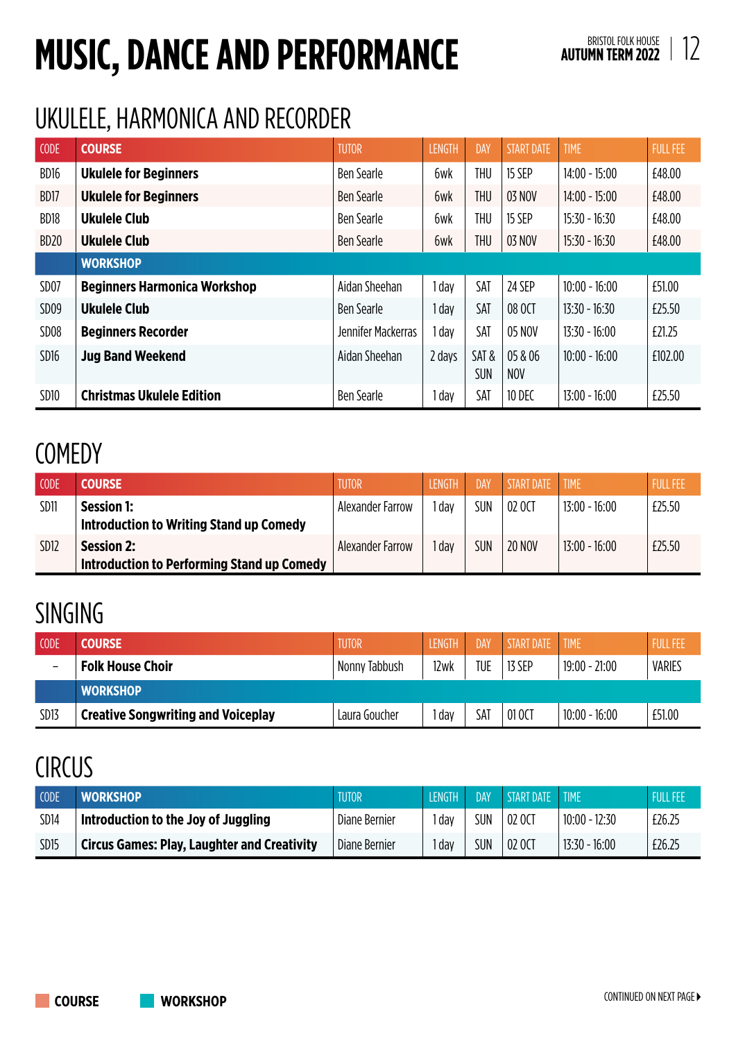# MUSIC, DANCE AND PERFORMANCE

## UKULELE, HARMONICA AND RECORDER

| CODE | COURSE | TUTOR | LENGTH | DAY | START DATE | TIME | FULL FEE |
|---|---|---|---|---|---|---|---|
| BD16 | **Ukulele for Beginners** | Ben Searle | 6wk | THU | 15 SEP | 14:00 - 15:00 | £48.00 |
| BD17 | **Ukulele for Beginners** | Ben Searle | 6wk | THU | 03 NOV | 14:00 - 15:00 | £48.00 |
| BD18 | **Ukulele Club** | Ben Searle | 6wk | THU | 15 SEP | 15:30 - 16:30 | £48.00 |
| BD20 | **Ukulele Club** | Ben Searle | 6wk | THU | 03 NOV | 15:30 - 16:30 | £48.00 |
| | **WORKSHOP** | | | | | | |
| SD07 | **Beginners Harmonica Workshop** | Aidan Sheehan | 1 day | SAT | 24 SEP | 10:00 - 16:00 | £51.00 |
| SD09 | **Ukulele Club** | Ben Searle | 1 day | SAT | 08 OCT | 13:30 - 16:30 | £25.50 |
| SD08 | **Beginners Recorder** | Jennifer Mackerras | 1 day | SAT | 05 NOV | 13:30 - 16:00 | £21.25 |
| SD16 | **Jug Band Weekend** | Aidan Sheehan | 2 days | SAT & SUN | 05 & 06 NOV | 10:00 - 16:00 | £102.00 |
| SD10 | **Christmas Ukulele Edition** | Ben Searle | 1 day | SAT | 10 DEC | 13:00 - 16:00 | £25.50 |

## COMEDY

| CODE | COURSE | TUTOR | LENGTH | DAY | START DATE | TIME | FULL FEE |
|---|---|---|---|---|---|---|---|
| SD11 | **Session 1: Introduction to Writing Stand up Comedy** | Alexander Farrow | 1 day | SUN | 02 OCT | 13:00 - 16:00 | £25.50 |
| SD12 | **Session 2: Introduction to Performing Stand up Comedy** | Alexander Farrow | 1 day | SUN | 20 NOV | 13:00 - 16:00 | £25.50 |

## SINGING

| CODE | COURSE | TUTOR | LENGTH | DAY | START DATE | TIME | FULL FEE |
|---|---|---|---|---|---|---|---|
| – | **Folk House Choir** | Nonny Tabbush | 12wk | TUE | 13 SEP | 19:00 - 21:00 | VARIES |
| | **WORKSHOP** | | | | | | |
| SD13 | **Creative Songwriting and Voiceplay** | Laura Goucher | 1 day | SAT | 01 OCT | 10:00 - 16:00 | £51.00 |

## CIRCUS

| CODE | WORKSHOP | TUTOR | LENGTH | DAY | START DATE | TIME | FULL FEE |
|---|---|---|---|---|---|---|---|
| SD14 | **Introduction to the Joy of Juggling** | Diane Bernier | 1 day | SUN | 02 OCT | 10:00 - 12:30 | £26.25 |
| SD15 | **Circus Games: Play, Laughter and Creativity** | Diane Bernier | 1 day | SUN | 02 OCT | 13:30 - 16:00 | £26.25 |

**COURSE** **WORKSHOP**

CONTINUED ON NEXT PAGE ▸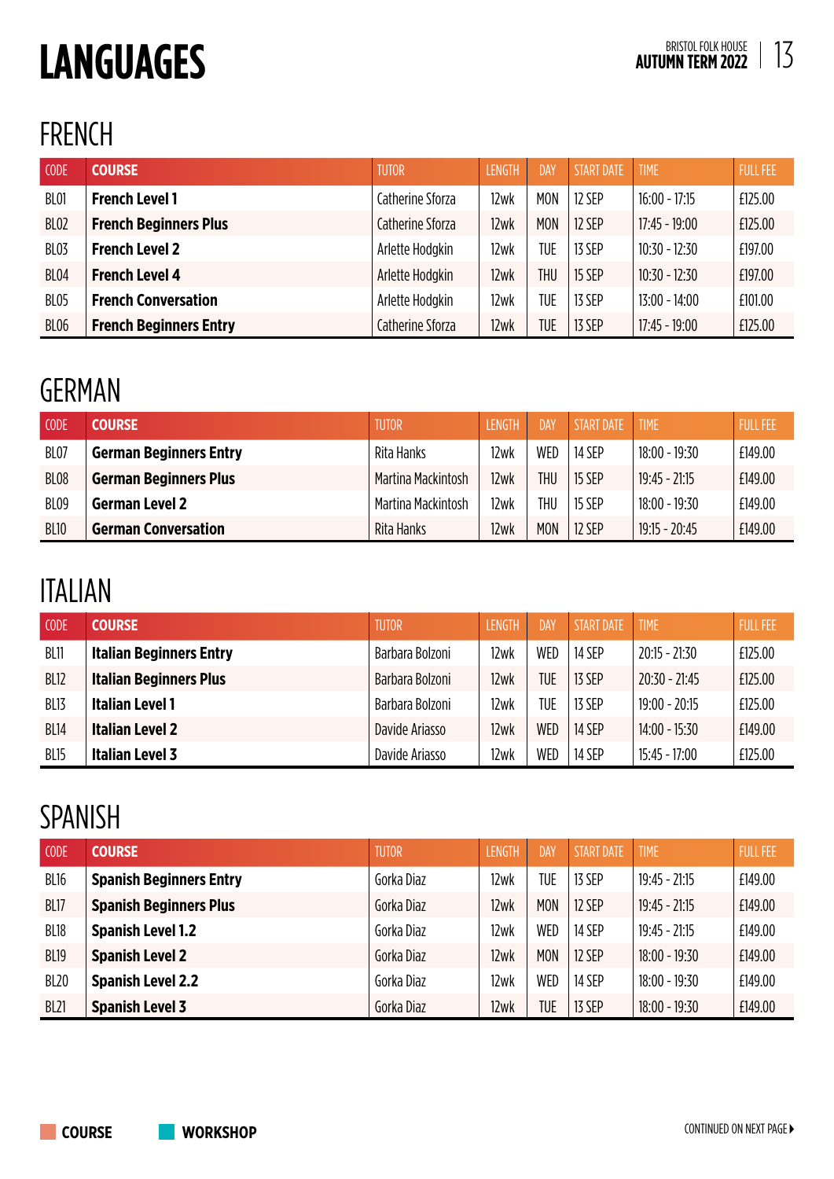# LANGUAGES

## FRENCH

| CODE | COURSE | TUTOR | LENGTH | DAY | START DATE | TIME | FULL FEE |
|---|---|---|---|---|---|---|---|
| BL01 | **French Level 1** | Catherine Sforza | 12wk | MON | 12 SEP | 16:00 - 17:15 | £125.00 |
| BL02 | **French Beginners Plus** | Catherine Sforza | 12wk | MON | 12 SEP | 17:45 - 19:00 | £125.00 |
| BL03 | **French Level 2** | Arlette Hodgkin | 12wk | TUE | 13 SEP | 10:30 - 12:30 | £197.00 |
| BL04 | **French Level 4** | Arlette Hodgkin | 12wk | THU | 15 SEP | 10:30 - 12:30 | £197.00 |
| BL05 | **French Conversation** | Arlette Hodgkin | 12wk | TUE | 13 SEP | 13:00 - 14:00 | £101.00 |
| BL06 | **French Beginners Entry** | Catherine Sforza | 12wk | TUE | 13 SEP | 17:45 - 19:00 | £125.00 |

## GERMAN

| CODE | COURSE | TUTOR | LENGTH | DAY | START DATE | TIME | FULL FEE |
|---|---|---|---|---|---|---|---|
| BL07 | **German Beginners Entry** | Rita Hanks | 12wk | WED | 14 SEP | 18:00 - 19:30 | £149.00 |
| BL08 | **German Beginners Plus** | Martina Mackintosh | 12wk | THU | 15 SEP | 19:45 - 21:15 | £149.00 |
| BL09 | **German Level 2** | Martina Mackintosh | 12wk | THU | 15 SEP | 18:00 - 19:30 | £149.00 |
| BL10 | **German Conversation** | Rita Hanks | 12wk | MON | 12 SEP | 19:15 - 20:45 | £149.00 |

## ITALIAN

| CODE | COURSE | TUTOR | LENGTH | DAY | START DATE | TIME | FULL FEE |
|---|---|---|---|---|---|---|---|
| BL11 | **Italian Beginners Entry** | Barbara Bolzoni | 12wk | WED | 14 SEP | 20:15 - 21:30 | £125.00 |
| BL12 | **Italian Beginners Plus** | Barbara Bolzoni | 12wk | TUE | 13 SEP | 20:30 - 21:45 | £125.00 |
| BL13 | **Italian Level 1** | Barbara Bolzoni | 12wk | TUE | 13 SEP | 19:00 - 20:15 | £125.00 |
| BL14 | **Italian Level 2** | Davide Ariasso | 12wk | WED | 14 SEP | 14:00 - 15:30 | £149.00 |
| BL15 | **Italian Level 3** | Davide Ariasso | 12wk | WED | 14 SEP | 15:45 - 17:00 | £125.00 |

## SPANISH

| CODE | COURSE | TUTOR | LENGTH | DAY | START DATE | TIME | FULL FEE |
|---|---|---|---|---|---|---|---|
| BL16 | **Spanish Beginners Entry** | Gorka Diaz | 12wk | TUE | 13 SEP | 19:45 - 21:15 | £149.00 |
| BL17 | **Spanish Beginners Plus** | Gorka Diaz | 12wk | MON | 12 SEP | 19:45 - 21:15 | £149.00 |
| BL18 | **Spanish Level 1.2** | Gorka Diaz | 12wk | WED | 14 SEP | 19:45 - 21:15 | £149.00 |
| BL19 | **Spanish Level 2** | Gorka Diaz | 12wk | MON | 12 SEP | 18:00 - 19:30 | £149.00 |
| BL20 | **Spanish Level 2.2** | Gorka Diaz | 12wk | WED | 14 SEP | 18:00 - 19:30 | £149.00 |
| BL21 | **Spanish Level 3** | Gorka Diaz | 12wk | TUE | 13 SEP | 18:00 - 19:30 | £149.00 |

**COURSE** **WORKSHOP**

CONTINUED ON NEXT PAGE ▶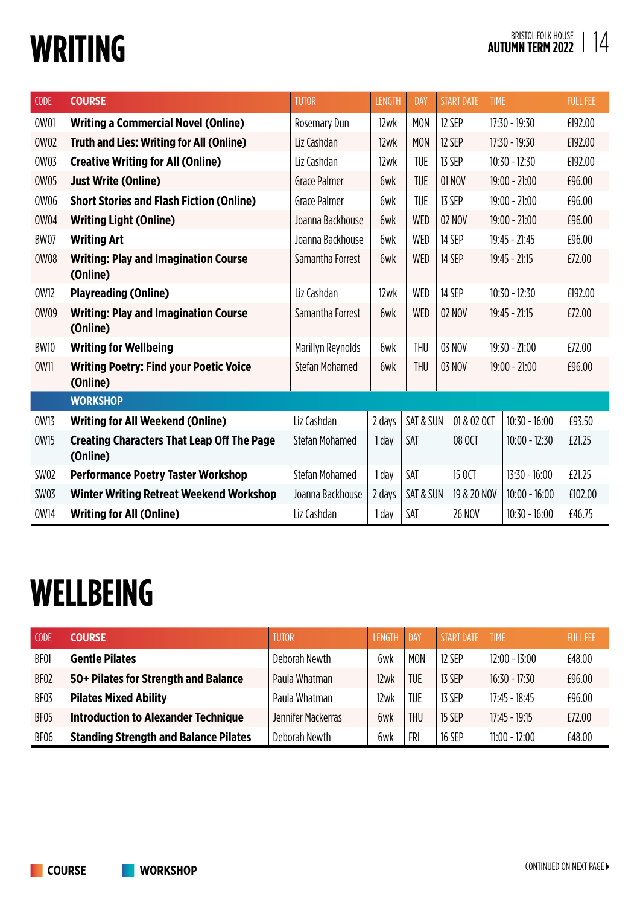# WRITING

| CODE | COURSE | TUTOR | LENGTH | DAY | START DATE | TIME | FULL FEE |
|---|---|---|---|---|---|---|---|
| OW01 | **Writing a Commercial Novel (Online)** | Rosemary Dun | 12wk | MON | 12 SEP | 17:30 - 19:30 | £192.00 |
| OW02 | **Truth and Lies: Writing for All (Online)** | Liz Cashdan | 12wk | MON | 12 SEP | 17:30 - 19:30 | £192.00 |
| OW03 | **Creative Writing for All (Online)** | Liz Cashdan | 12wk | TUE | 13 SEP | 10:30 - 12:30 | £192.00 |
| OW05 | **Just Write (Online)** | Grace Palmer | 6wk | TUE | 01 NOV | 19:00 - 21:00 | £96.00 |
| OW06 | **Short Stories and Flash Fiction (Online)** | Grace Palmer | 6wk | TUE | 13 SEP | 19:00 - 21:00 | £96.00 |
| OW04 | **Writing Light (Online)** | Joanna Backhouse | 6wk | WED | 02 NOV | 19:00 - 21:00 | £96.00 |
| BW07 | **Writing Art** | Joanna Backhouse | 6wk | WED | 14 SEP | 19:45 - 21:45 | £96.00 |
| OW08 | **Writing: Play and Imagination Course (Online)** | Samantha Forrest | 6wk | WED | 14 SEP | 19:45 - 21:15 | £72.00 |
| OW12 | **Playreading (Online)** | Liz Cashdan | 12wk | WED | 14 SEP | 10:30 - 12:30 | £192.00 |
| OW09 | **Writing: Play and Imagination Course (Online)** | Samantha Forrest | 6wk | WED | 02 NOV | 19:45 - 21:15 | £72.00 |
| BW10 | **Writing for Wellbeing** | Marillyn Reynolds | 6wk | THU | 03 NOV | 19:30 - 21:00 | £72.00 |
| OW11 | **Writing Poetry: Find your Poetic Voice (Online)** | Stefan Mohamed | 6wk | THU | 03 NOV | 19:00 - 21:00 | £96.00 |
| | **WORKSHOP** | | | | | | |
| OW13 | **Writing for All Weekend (Online)** | Liz Cashdan | 2 days | SAT & SUN | 01 & 02 OCT | 10:30 - 16:00 | £93.50 |
| OW15 | **Creating Charcters That Leap Off The Page (Online)** | Stefan Mohamed | 1 day | SAT | 08 OCT | 10:00 - 12:30 | £21.25 |
| SW02 | **Performance Poetry Taster Workshop** | Stefan Mohamed | 1 day | SAT | 15 OCT | 13:30 - 16:00 | £21.25 |
| SW03 | **Winter Writing Retreat Weekend Workshop** | Joanna Backhouse | 2 days | SAT & SUN | 19 & 20 NOV | 10:00 - 16:00 | £102.00 |
| OW14 | **Writing for All (Online)** | Liz Cashdan | 1 day | SAT | 26 NOV | 10:30 - 16:00 | £46.75 |

# WELLBEING

| CODE | COURSE | TUTOR | LENGTH | DAY | START DATE | TIME | FULL FEE |
|---|---|---|---|---|---|---|---|
| BF01 | **Gentle Pilates** | Deborah Newth | 6wk | MON | 12 SEP | 12:00 - 13:00 | £48.00 |
| BF02 | **50+ Pilates for Strength and Balance** | Paula Whatman | 12wk | TUE | 13 SEP | 16:30 - 17:30 | £96.00 |
| BF03 | **Pilates Mixed Ability** | Paula Whatman | 12wk | TUE | 13 SEP | 17:45 - 18:45 | £96.00 |
| BF05 | **Introduction to Alexander Technique** | Jennifer Mackerras | 6wk | THU | 15 SEP | 17:45 - 19:15 | £72.00 |
| BF06 | **Standing Strength and Balance Pilates** | Deborah Newth | 6wk | FRI | 16 SEP | 11:00 - 12:00 | £48.00 |

**COURSE** **WORKSHOP**

CONTINUED ON NEXT PAGE ▸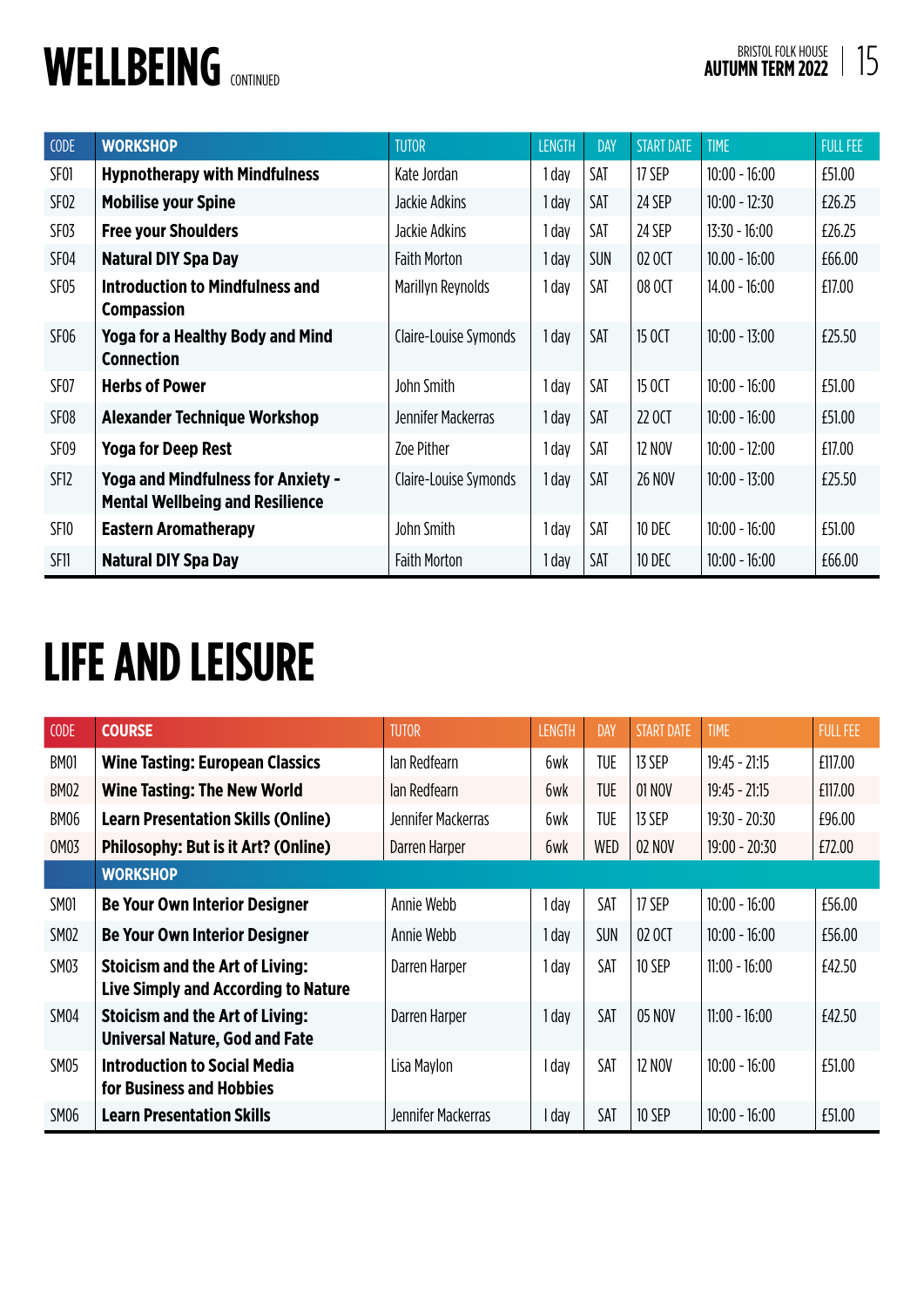# WELLBEING CONTINUED

| CODE | WORKSHOP | TUTOR | LENGTH | DAY | START DATE | TIME | FULL FEE |
|---|---|---|---|---|---|---|---|
| SF01 | **Hypnotherapy with Mindfulness** | Kate Jordan | 1 day | SAT | 17 SEP | 10:00 - 16:00 | £51.00 |
| SF02 | **Mobilise your Spine** | Jackie Adkins | 1 day | SAT | 24 SEP | 10:00 - 12:30 | £26.25 |
| SF03 | **Free your Shoulders** | Jackie Adkins | 1 day | SAT | 24 SEP | 13:30 - 16:00 | £26.25 |
| SF04 | **Natural DIY Spa Day** | Faith Morton | 1 day | SUN | 02 OCT | 10.00 - 16:00 | £66.00 |
| SF05 | **Introduction to Mindfulness and Compassion** | Marillyn Reynolds | 1 day | SAT | 08 OCT | 14.00 - 16:00 | £17.00 |
| SF06 | **Yoga for a Healthy Body and Mind Connection** | Claire-Louise Symonds | 1 day | SAT | 15 OCT | 10:00 - 13:00 | £25.50 |
| SF07 | **Herbs of Power** | John Smith | 1 day | SAT | 15 OCT | 10:00 - 16:00 | £51.00 |
| SF08 | **Alexander Technique Workshop** | Jennifer Mackerras | 1 day | SAT | 22 OCT | 10:00 - 16:00 | £51.00 |
| SF09 | **Yoga for Deep Rest** | Zoe Pither | 1 day | SAT | 12 NOV | 10:00 - 12:00 | £17.00 |
| SF12 | **Yoga and Mindfulness for Anxiety - Mental Wellbeing and Resilience** | Claire-Louise Symonds | 1 day | SAT | 26 NOV | 10:00 - 13:00 | £25.50 |
| SF10 | **Eastern Aromatherapy** | John Smith | 1 day | SAT | 10 DEC | 10:00 - 16:00 | £51.00 |
| SF11 | **Natural DIY Spa Day** | Faith Morton | 1 day | SAT | 10 DEC | 10:00 - 16:00 | £66.00 |

# LIFE AND LEISURE

| CODE | COURSE | TUTOR | LENGTH | DAY | START DATE | TIME | FULL FEE |
|---|---|---|---|---|---|---|---|
| BM01 | **Wine Tasting: European Classics** | Ian Redfearn | 6wk | TUE | 13 SEP | 19:45 - 21:15 | £117.00 |
| BM02 | **Wine Tasting: The New World** | Ian Redfearn | 6wk | TUE | 01 NOV | 19:45 - 21:15 | £117.00 |
| BM06 | **Learn Presentation Skills (Online)** | Jennifer Mackerras | 6wk | TUE | 13 SEP | 19:30 - 20:30 | £96.00 |
| OM03 | **Philosophy: But is it Art? (Online)** | Darren Harper | 6wk | WED | 02 NOV | 19:00 - 20:30 | £72.00 |
| | **WORKSHOP** | | | | | | |
| SM01 | **Be Your Own Interior Designer** | Annie Webb | 1 day | SAT | 17 SEP | 10:00 - 16:00 | £56.00 |
| SM02 | **Be Your Own Interior Designer** | Annie Webb | 1 day | SUN | 02 OCT | 10:00 - 16:00 | £56.00 |
| SM03 | **Stoicism and the Art of Living: Live Simply and According to Nature** | Darren Harper | 1 day | SAT | 10 SEP | 11:00 - 16:00 | £42.50 |
| SM04 | **Stoicism and the Art of Living: Universal Nature, God and Fate** | Darren Harper | 1 day | SAT | 05 NOV | 11:00 - 16:00 | £42.50 |
| SM05 | **Introduction to Social Media for Business and Hobbies** | Lisa Maylon | 1 day | SAT | 12 NOV | 10:00 - 16:00 | £51.00 |
| SM06 | **Learn Presentation Skills** | Jennifer Mackerras | 1 day | SAT | 10 SEP | 10:00 - 16:00 | £51.00 |